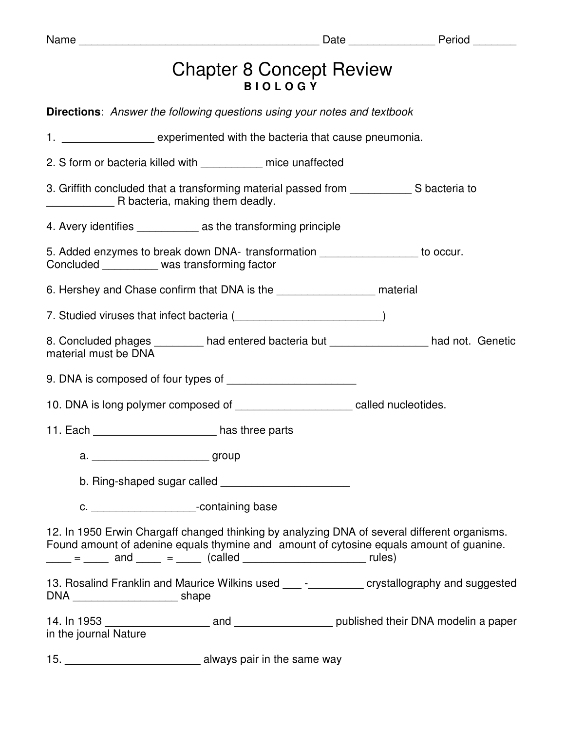Name ________________________________________ Date ______________ Period _______

# Chapter 8 Concept Review

**B I O L O G Y**

**Directions**: *Answer the following questions using your notes and textbook*

1. _______________ experimented with the bacteria that cause pneumonia.

2. S form or bacteria killed with __________ mice unaffected

3. Griffith concluded that a transforming material passed from __________ S bacteria to ___________ R bacteria, making them deadly.

4. Avery identifies __________ as the transforming principle

5. Added enzymes to break down DNA- transformation ________________ to occur. Concluded _________ was transforming factor

6. Hershey and Chase confirm that DNA is the ________________ material

7. Studied viruses that infect bacteria (________________________)

8. Concluded phages ________ had entered bacteria but ________________ had not. Genetic material must be DNA

9. DNA is composed of four types of _____________________

10. DNA is long polymer composed of ___________________ called nucleotides.

11. Each ____________________ has three parts

    a. ___________________ group

    b. Ring-shaped sugar called _____________________

    c. _________________-containing base

12. In 1950 Erwin Chargaff changed thinking by analyzing DNA of several different organisms. Found amount of adenine equals thymine and amount of cytosine equals amount of guanine. ____ = ____ and ____ = ____ (called ____________________ rules)

13. Rosalind Franklin and Maurice Wilkins used ___ -_________ crystallography and suggested DNA _________________ shape

14. In 1953 _________________ and ________________ published their DNA modelin a paper in the journal Nature

15. ______________________ always pair in the same way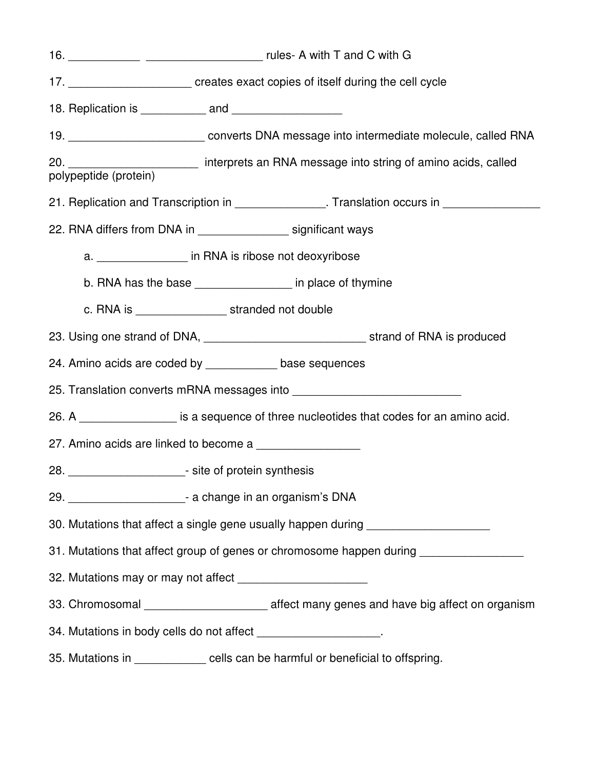16. ___________ __________________ rules- A with T and C with G

17. ___________________ creates exact copies of itself during the cell cycle

18. Replication is __________ and _________________

19. _____________________ converts DNA message into intermediate molecule, called RNA

20. ____________________ interprets an RNA message into string of amino acids, called polypeptide (protein)

21. Replication and Transcription in ______________. Translation occurs in _______________

22. RNA differs from DNA in ______________ significant ways

   a. ______________ in RNA is ribose not deoxyribose

   b. RNA has the base _______________ in place of thymine

   c. RNA is ______________ stranded not double

23. Using one strand of DNA, _________________________ strand of RNA is produced

24. Amino acids are coded by ___________ base sequences

25. Translation converts mRNA messages into __________________________

26. A _______________ is a sequence of three nucleotides that codes for an amino acid.

27. Amino acids are linked to become a ________________

28. __________________- site of protein synthesis

29. __________________- a change in an organism's DNA

30. Mutations that affect a single gene usually happen during ___________________

31. Mutations that affect group of genes or chromosome happen during ________________

32. Mutations may or may not affect ____________________

33. Chromosomal ___________________ affect many genes and have big affect on organism

34. Mutations in body cells do not affect ___________________.

35. Mutations in ___________ cells can be harmful or beneficial to offspring.